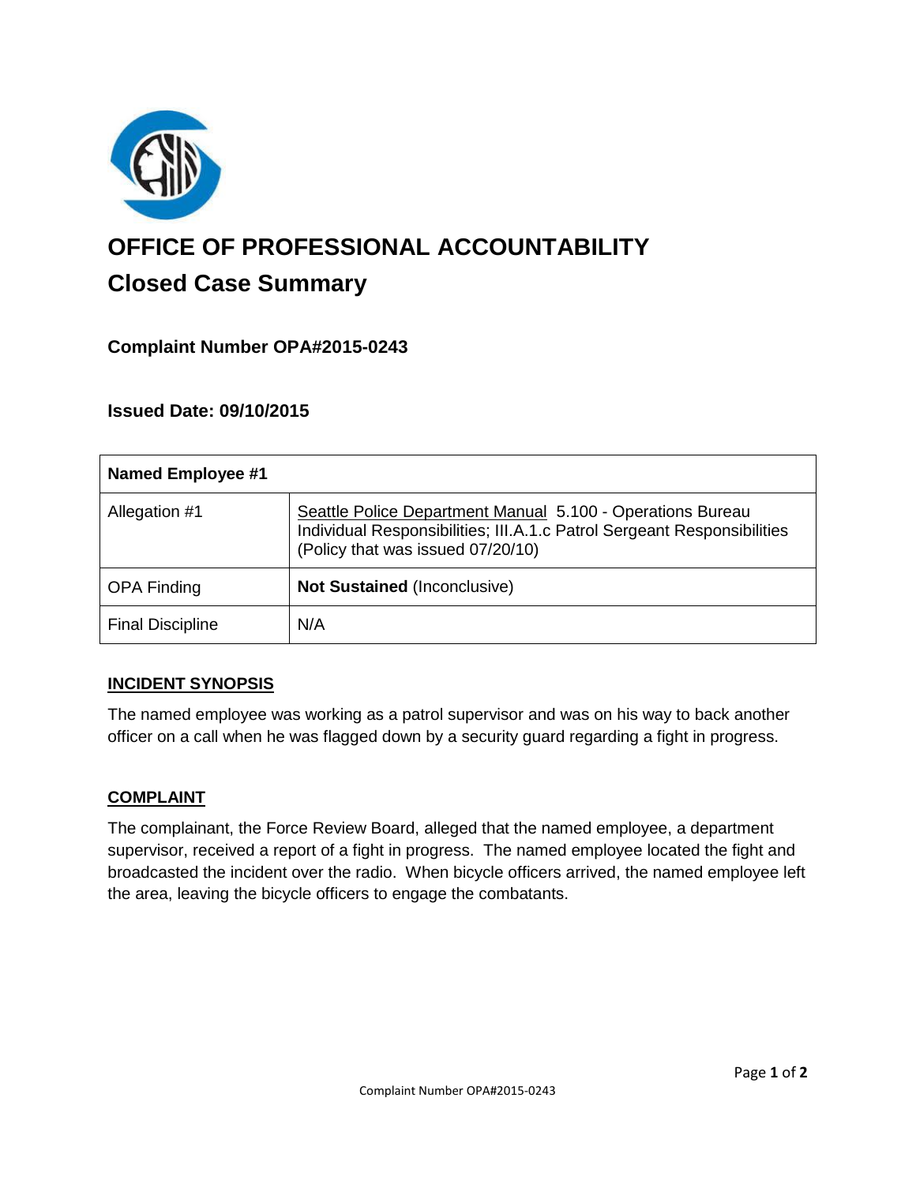# OFFICE OF PROFESSIONAL ACCOUNTABILITY

## Closed Case Summary

### Complaint Number OPA#2015-0243

### Issued Date: 09/10/2015

| Named Employee #1 | |
|---|---|
| Allegation #1 | Seattle Police Department Manual 5.100 - Operations Bureau Individual Responsibilities; III.A.1.c Patrol Sergeant Responsibilities (Policy that was issued 07/20/10) |
| OPA Finding | **Not Sustained** (Inconclusive) |
| Final Discipline | N/A |

**INCIDENT SYNOPSIS**

The named employee was working as a patrol supervisor and was on his way to back another officer on a call when he was flagged down by a security guard regarding a fight in progress.

**COMPLAINT**

The complainant, the Force Review Board, alleged that the named employee, a department supervisor, received a report of a fight in progress. The named employee located the fight and broadcasted the incident over the radio. When bicycle officers arrived, the named employee left the area, leaving the bicycle officers to engage the combatants.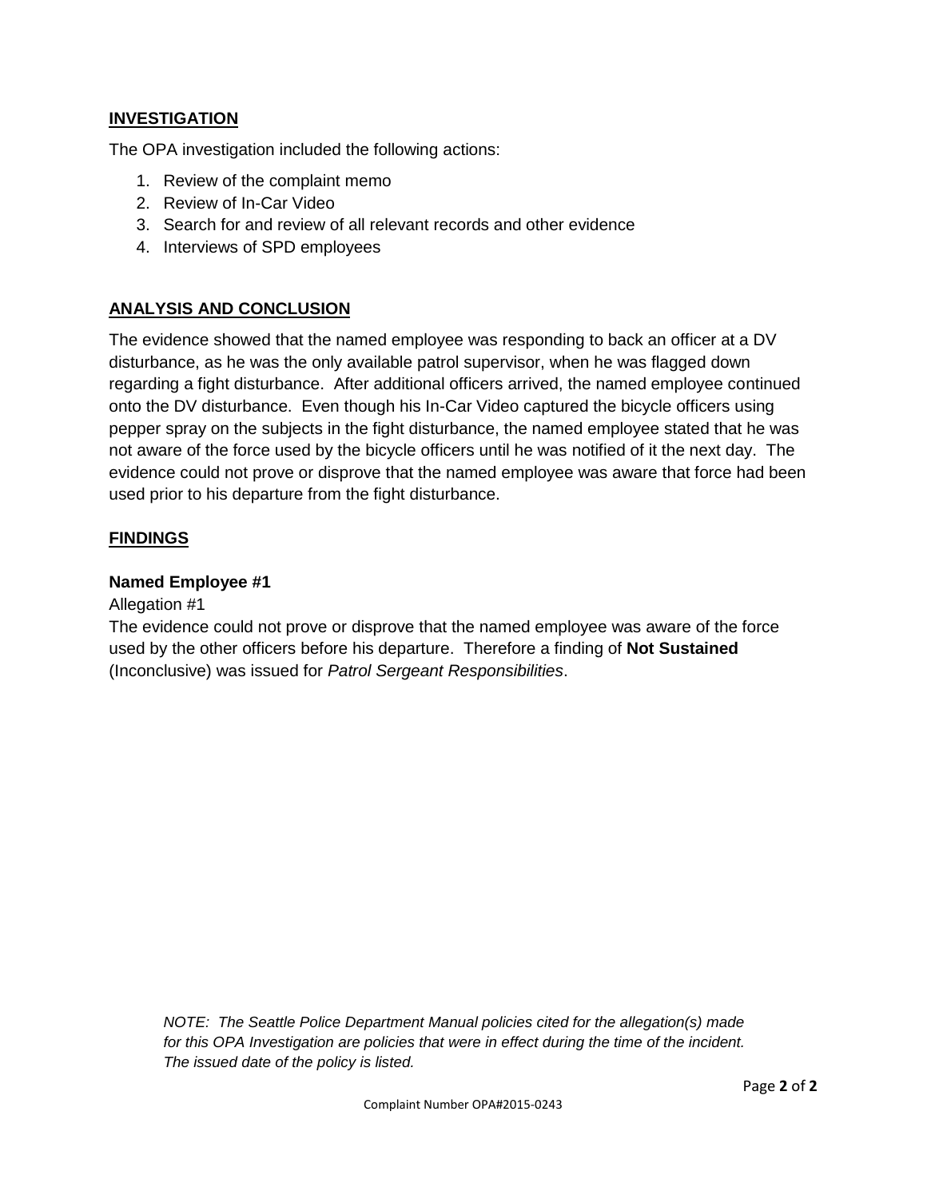## INVESTIGATION

The OPA investigation included the following actions:

1. Review of the complaint memo
2. Review of In-Car Video
3. Search for and review of all relevant records and other evidence
4. Interviews of SPD employees

## ANALYSIS AND CONCLUSION

The evidence showed that the named employee was responding to back an officer at a DV disturbance, as he was the only available patrol supervisor, when he was flagged down regarding a fight disturbance. After additional officers arrived, the named employee continued onto the DV disturbance. Even though his In-Car Video captured the bicycle officers using pepper spray on the subjects in the fight disturbance, the named employee stated that he was not aware of the force used by the bicycle officers until he was notified of it the next day. The evidence could not prove or disprove that the named employee was aware that force had been used prior to his departure from the fight disturbance.

## FINDINGS

### Named Employee #1

Allegation #1

The evidence could not prove or disprove that the named employee was aware of the force used by the other officers before his departure. Therefore a finding of **Not Sustained** (Inconclusive) was issued for *Patrol Sergeant Responsibilities*.

*NOTE: The Seattle Police Department Manual policies cited for the allegation(s) made for this OPA Investigation are policies that were in effect during the time of the incident. The issued date of the policy is listed.*

Complaint Number OPA#2015-0243